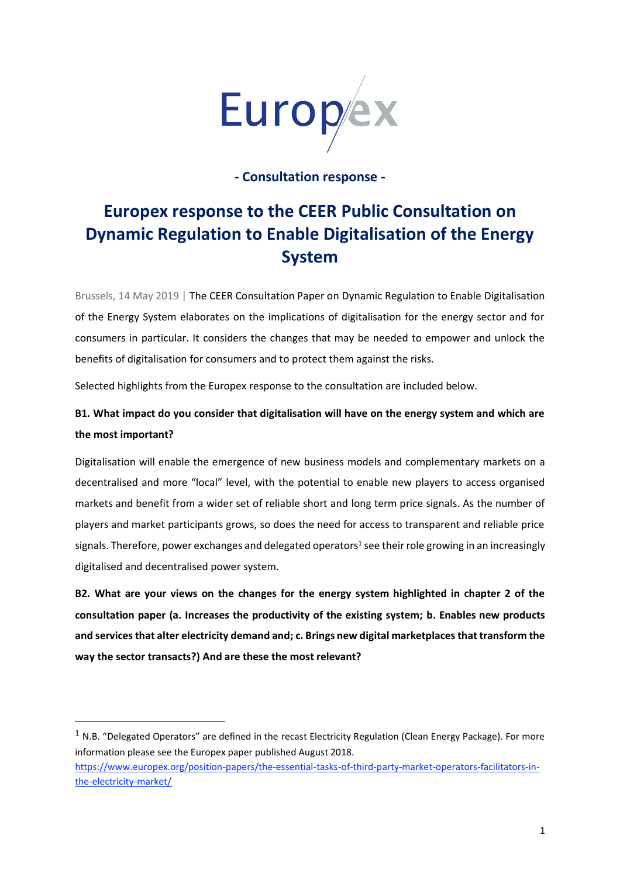Europex

**- Consultation response -**

# Europex response to the CEER Public Consultation on Dynamic Regulation to Enable Digitalisation of the Energy System

Brussels, 14 May 2019 | The CEER Consultation Paper on Dynamic Regulation to Enable Digitalisation of the Energy System elaborates on the implications of digitalisation for the energy sector and for consumers in particular. It considers the changes that may be needed to empower and unlock the benefits of digitalisation for consumers and to protect them against the risks.

Selected highlights from the Europex response to the consultation are included below.

**B1. What impact do you consider that digitalisation will have on the energy system and which are the most important?**

Digitalisation will enable the emergence of new business models and complementary markets on a decentralised and more "local" level, with the potential to enable new players to access organised markets and benefit from a wider set of reliable short and long term price signals. As the number of players and market participants grows, so does the need for access to transparent and reliable price signals. Therefore, power exchanges and delegated operators[1] see their role growing in an increasingly digitalised and decentralised power system.

**B2. What are your views on the changes for the energy system highlighted in chapter 2 of the consultation paper (a. Increases the productivity of the existing system; b. Enables new products and services that alter electricity demand and; c. Brings new digital marketplaces that transform the way the sector transacts?) And are these the most relevant?**

---

[1] N.B. "Delegated Operators" are defined in the recast Electricity Regulation (Clean Energy Package). For more information please see the Europex paper published August 2018. https://www.europex.org/position-papers/the-essential-tasks-of-third-party-market-operators-facilitators-in-the-electricity-market/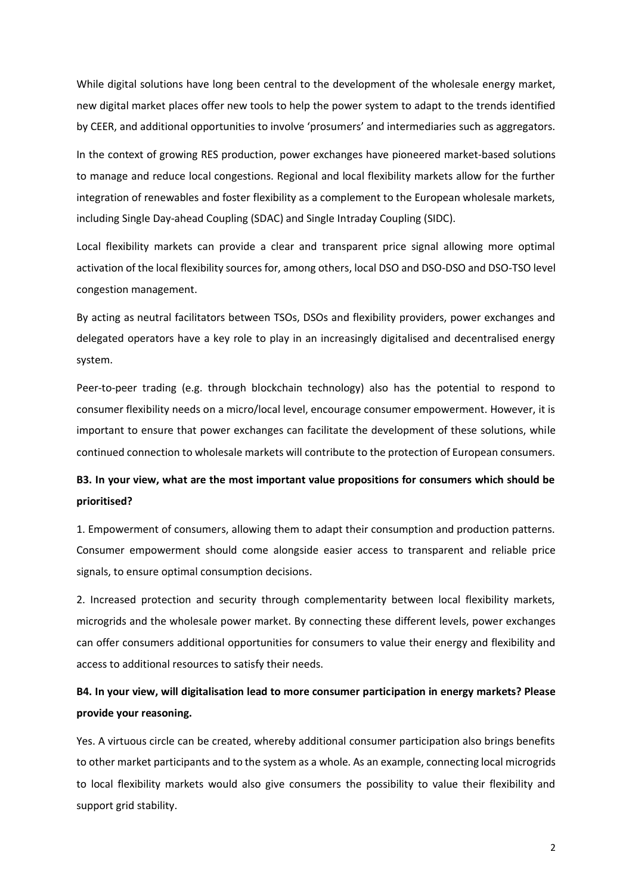While digital solutions have long been central to the development of the wholesale energy market, new digital market places offer new tools to help the power system to adapt to the trends identified by CEER, and additional opportunities to involve ‘prosumers’ and intermediaries such as aggregators.

In the context of growing RES production, power exchanges have pioneered market-based solutions to manage and reduce local congestions. Regional and local flexibility markets allow for the further integration of renewables and foster flexibility as a complement to the European wholesale markets, including Single Day-ahead Coupling (SDAC) and Single Intraday Coupling (SIDC).

Local flexibility markets can provide a clear and transparent price signal allowing more optimal activation of the local flexibility sources for, among others, local DSO and DSO-DSO and DSO-TSO level congestion management.

By acting as neutral facilitators between TSOs, DSOs and flexibility providers, power exchanges and delegated operators have a key role to play in an increasingly digitalised and decentralised energy system.

Peer-to-peer trading (e.g. through blockchain technology) also has the potential to respond to consumer flexibility needs on a micro/local level, encourage consumer empowerment. However, it is important to ensure that power exchanges can facilitate the development of these solutions, while continued connection to wholesale markets will contribute to the protection of European consumers.

**B3. In your view, what are the most important value propositions for consumers which should be prioritised?**

1. Empowerment of consumers, allowing them to adapt their consumption and production patterns. Consumer empowerment should come alongside easier access to transparent and reliable price signals, to ensure optimal consumption decisions.

2. Increased protection and security through complementarity between local flexibility markets, microgrids and the wholesale power market. By connecting these different levels, power exchanges can offer consumers additional opportunities for consumers to value their energy and flexibility and access to additional resources to satisfy their needs.

**B4. In your view, will digitalisation lead to more consumer participation in energy markets? Please provide your reasoning.**

Yes. A virtuous circle can be created, whereby additional consumer participation also brings benefits to other market participants and to the system as a whole. As an example, connecting local microgrids to local flexibility markets would also give consumers the possibility to value their flexibility and support grid stability.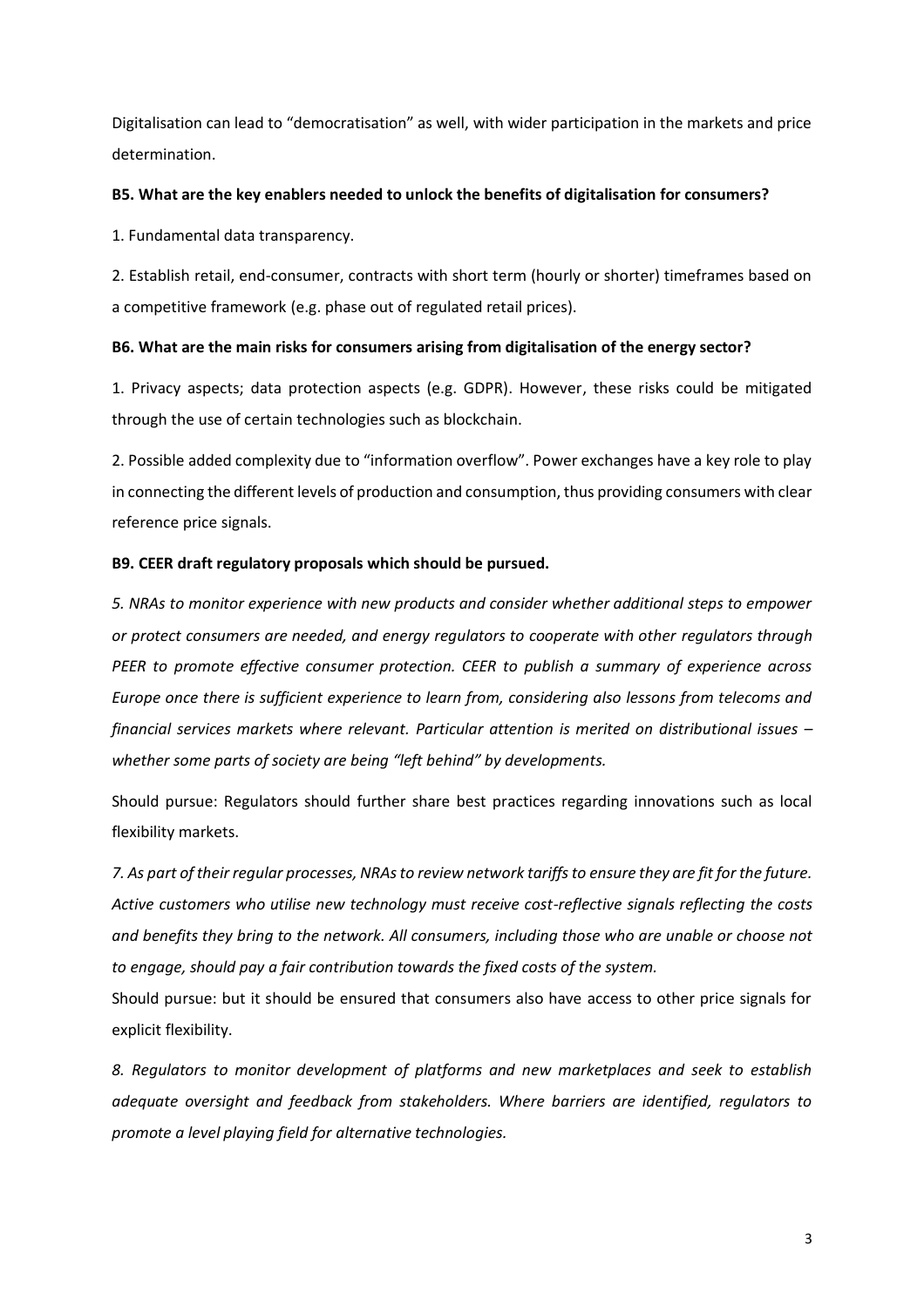Digitalisation can lead to "democratisation" as well, with wider participation in the markets and price determination.

**B5. What are the key enablers needed to unlock the benefits of digitalisation for consumers?**

1. Fundamental data transparency.

2. Establish retail, end-consumer, contracts with short term (hourly or shorter) timeframes based on a competitive framework (e.g. phase out of regulated retail prices).

**B6. What are the main risks for consumers arising from digitalisation of the energy sector?**

1. Privacy aspects; data protection aspects (e.g. GDPR). However, these risks could be mitigated through the use of certain technologies such as blockchain.

2. Possible added complexity due to "information overflow". Power exchanges have a key role to play in connecting the different levels of production and consumption, thus providing consumers with clear reference price signals.

**B9. CEER draft regulatory proposals which should be pursued.**

*5. NRAs to monitor experience with new products and consider whether additional steps to empower or protect consumers are needed, and energy regulators to cooperate with other regulators through PEER to promote effective consumer protection. CEER to publish a summary of experience across Europe once there is sufficient experience to learn from, considering also lessons from telecoms and financial services markets where relevant. Particular attention is merited on distributional issues – whether some parts of society are being "left behind" by developments.*

Should pursue: Regulators should further share best practices regarding innovations such as local flexibility markets.

*7. As part of their regular processes, NRAs to review network tariffs to ensure they are fit for the future. Active customers who utilise new technology must receive cost-reflective signals reflecting the costs and benefits they bring to the network. All consumers, including those who are unable or choose not to engage, should pay a fair contribution towards the fixed costs of the system.*

Should pursue: but it should be ensured that consumers also have access to other price signals for explicit flexibility.

*8. Regulators to monitor development of platforms and new marketplaces and seek to establish adequate oversight and feedback from stakeholders. Where barriers are identified, regulators to promote a level playing field for alternative technologies.*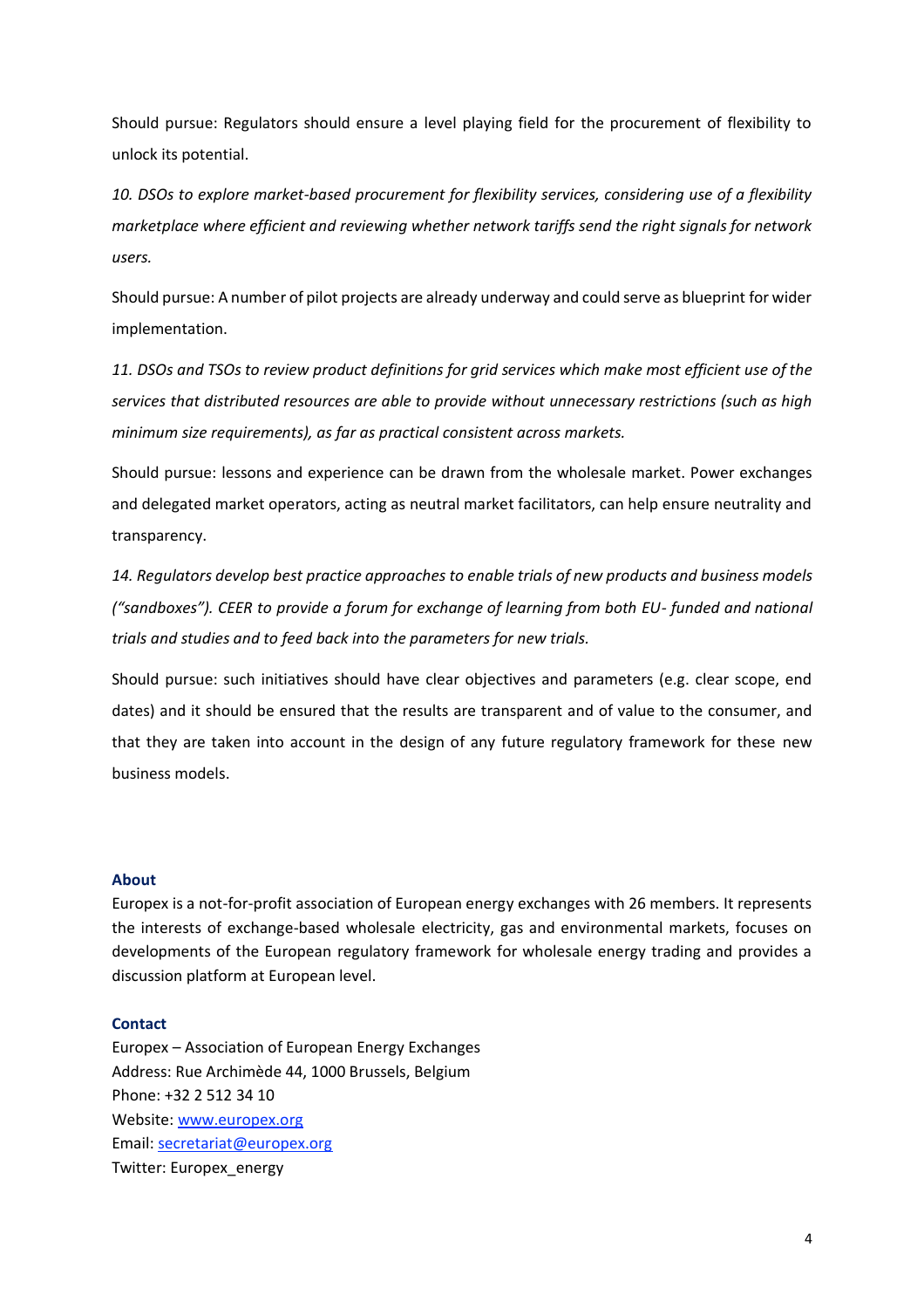Should pursue: Regulators should ensure a level playing field for the procurement of flexibility to unlock its potential.

*10. DSOs to explore market-based procurement for flexibility services, considering use of a flexibility marketplace where efficient and reviewing whether network tariffs send the right signals for network users.*

Should pursue: A number of pilot projects are already underway and could serve as blueprint for wider implementation.

*11. DSOs and TSOs to review product definitions for grid services which make most efficient use of the services that distributed resources are able to provide without unnecessary restrictions (such as high minimum size requirements), as far as practical consistent across markets.*

Should pursue: lessons and experience can be drawn from the wholesale market. Power exchanges and delegated market operators, acting as neutral market facilitators, can help ensure neutrality and transparency.

*14. Regulators develop best practice approaches to enable trials of new products and business models ("sandboxes"). CEER to provide a forum for exchange of learning from both EU- funded and national trials and studies and to feed back into the parameters for new trials.*

Should pursue: such initiatives should have clear objectives and parameters (e.g. clear scope, end dates) and it should be ensured that the results are transparent and of value to the consumer, and that they are taken into account in the design of any future regulatory framework for these new business models.

## About

Europex is a not-for-profit association of European energy exchanges with 26 members. It represents the interests of exchange-based wholesale electricity, gas and environmental markets, focuses on developments of the European regulatory framework for wholesale energy trading and provides a discussion platform at European level.

## Contact

Europex – Association of European Energy Exchanges
Address: Rue Archimède 44, 1000 Brussels, Belgium
Phone: +32 2 512 34 10
Website: www.europex.org
Email: secretariat@europex.org
Twitter: Europex_energy